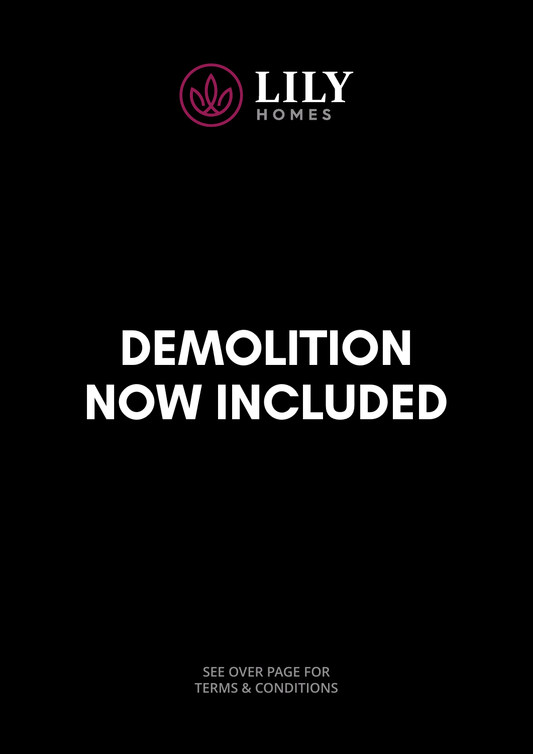LILY
HOMES

# DEMOLITION NOW INCLUDED

SEE OVER PAGE FOR
TERMS & CONDITIONS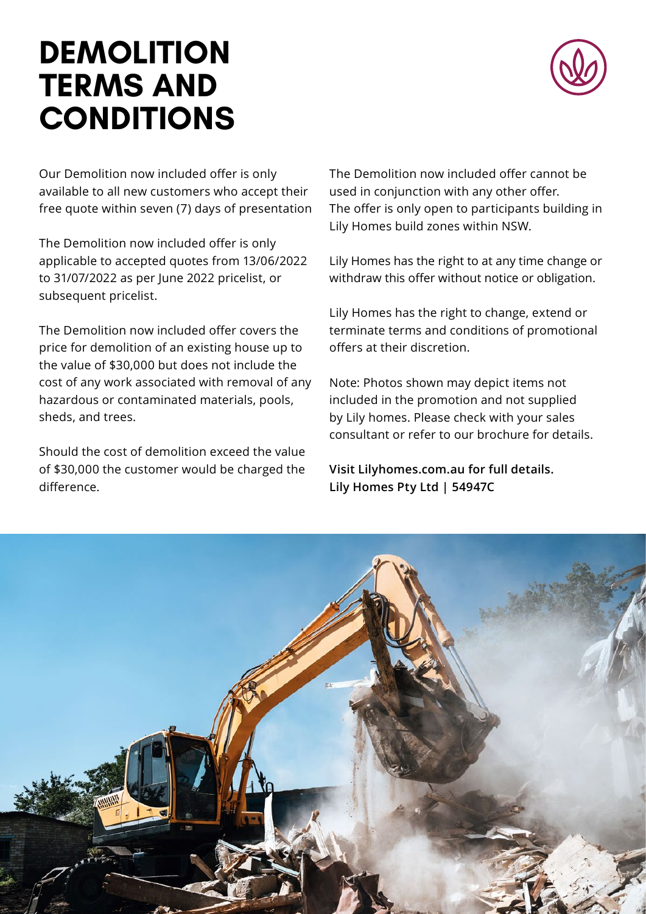# DEMOLITION TERMS AND CONDITIONS

Our Demolition now included offer is only available to all new customers who accept their free quote within seven (7) days of presentation

The Demolition now included offer is only applicable to accepted quotes from 13/06/2022 to 31/07/2022 as per June 2022 pricelist, or subsequent pricelist.

The Demolition now included offer covers the price for demolition of an existing house up to the value of $30,000 but does not include the cost of any work associated with removal of any hazardous or contaminated materials, pools, sheds, and trees.

Should the cost of demolition exceed the value of $30,000 the customer would be charged the difference.

The Demolition now included offer cannot be used in conjunction with any other offer. The offer is only open to participants building in Lily Homes build zones within NSW.

Lily Homes has the right to at any time change or withdraw this offer without notice or obligation.

Lily Homes has the right to change, extend or terminate terms and conditions of promotional offers at their discretion.

Note: Photos shown may depict items not included in the promotion and not supplied by Lily homes. Please check with your sales consultant or refer to our brochure for details.

**Visit Lilyhomes.com.au for full details.**
**Lily Homes Pty Ltd | 54947C**